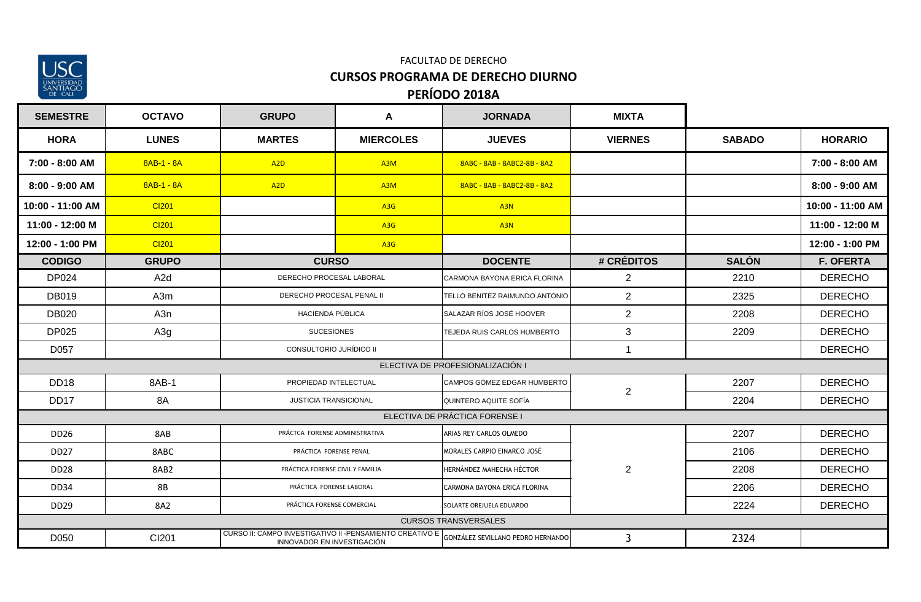FACULTAD DE DERECHO

## CURSOS PROGRAMA DE DERECHO DIURNO

## PERÍODO 2018A

| SEMESTRE | OCTAVO | GRUPO | A | JORNADA | MIXTA | | |
|---|---|---|---|---|---|---|---|
| **HORA** | **LUNES** | **MARTES** | **MIERCOLES** | **JUEVES** | **VIERNES** | **SABADO** | **HORARIO** |
| 7:00 - 8:00 AM | 8AB-1 - 8A | A2D | A3M | 8ABC - 8AB - 8ABC2-8B - 8A2 | | | 7:00 - 8:00 AM |
| 8:00 - 9:00 AM | 8AB-1 - 8A | A2D | A3M | 8ABC - 8AB - 8ABC2-8B - 8A2 | | | 8:00 - 9:00 AM |
| 10:00 - 11:00 AM | CI201 | | A3G | A3N | | | 10:00 - 11:00 AM |
| 11:00 - 12:00 M | CI201 | | A3G | A3N | | | 11:00 - 12:00 M |
| 12:00 - 1:00 PM | CI201 | | A3G | | | | 12:00 - 1:00 PM |
| **CODIGO** | **GRUPO** | **CURSO** | | **DOCENTE** | **# CRÉDITOS** | **SALÓN** | **F. OFERTA** |
| DP024 | A2d | DERECHO PROCESAL LABORAL | | CARMONA BAYONA ERICA FLORINA | 2 | 2210 | DERECHO |
| DB019 | A3m | DERECHO PROCESAL PENAL II | | TELLO BENITEZ RAIMUNDO ANTONIO | 2 | 2325 | DERECHO |
| DB020 | A3n | HACIENDA PÚBLICA | | SALAZAR RÍOS JOSÉ HOOVER | 2 | 2208 | DERECHO |
| DP025 | A3g | SUCESIONES | | TEJEDA RUIS CARLOS HUMBERTO | 3 | 2209 | DERECHO |
| D057 | | CONSULTORIO JURÍDICO II | | | 1 | | DERECHO |
| ELECTIVA DE PROFESIONALIZACIÓN I | | | | | | | |
| DD18 | 8AB-1 | PROPIEDAD INTELECTUAL | | CAMPOS GÓMEZ EDGAR HUMBERTO | 2 | 2207 | DERECHO |
| DD17 | 8A | JUSTICIA TRANSICIONAL | | QUINTERO AQUITE SOFÍA | | 2204 | DERECHO |
| ELECTIVA DE PRÁCTICA FORENSE I | | | | | | | |
| DD26 | 8AB | PRÁCTCA FORENSE ADMINISTRATIVA | | ARIAS REY CARLOS OLMEDO | 2 | 2207 | DERECHO |
| DD27 | 8ABC | PRÁCTICA FORENSE PENAL | | MORALES CARPIO EINARCO JOSÉ | | 2106 | DERECHO |
| DD28 | 8AB2 | PRÁCTICA FORENSE CIVIL Y FAMILIA | | HERNÁNDEZ MAHECHA HÉCTOR | | 2208 | DERECHO |
| DD34 | 8B | PRÁCTICA FORENSE LABORAL | | CARMONA BAYONA ERICA FLORINA | | 2206 | DERECHO |
| DD29 | 8A2 | PRÁCTICA FORENSE COMERCIAL | | SOLARTE OREJUELA EDUARDO | | 2224 | DERECHO |
| CURSOS TRANSVERSALES | | | | | | | |
| D050 | CI201 | CURSO II: CAMPO INVESTIGATIVO II -PENSAMIENTO CREATIVO E INNOVADOR EN INVESTIGACIÓN | | GONZÁLEZ SEVILLANO PEDRO HERNANDO | 3 | 2324 | |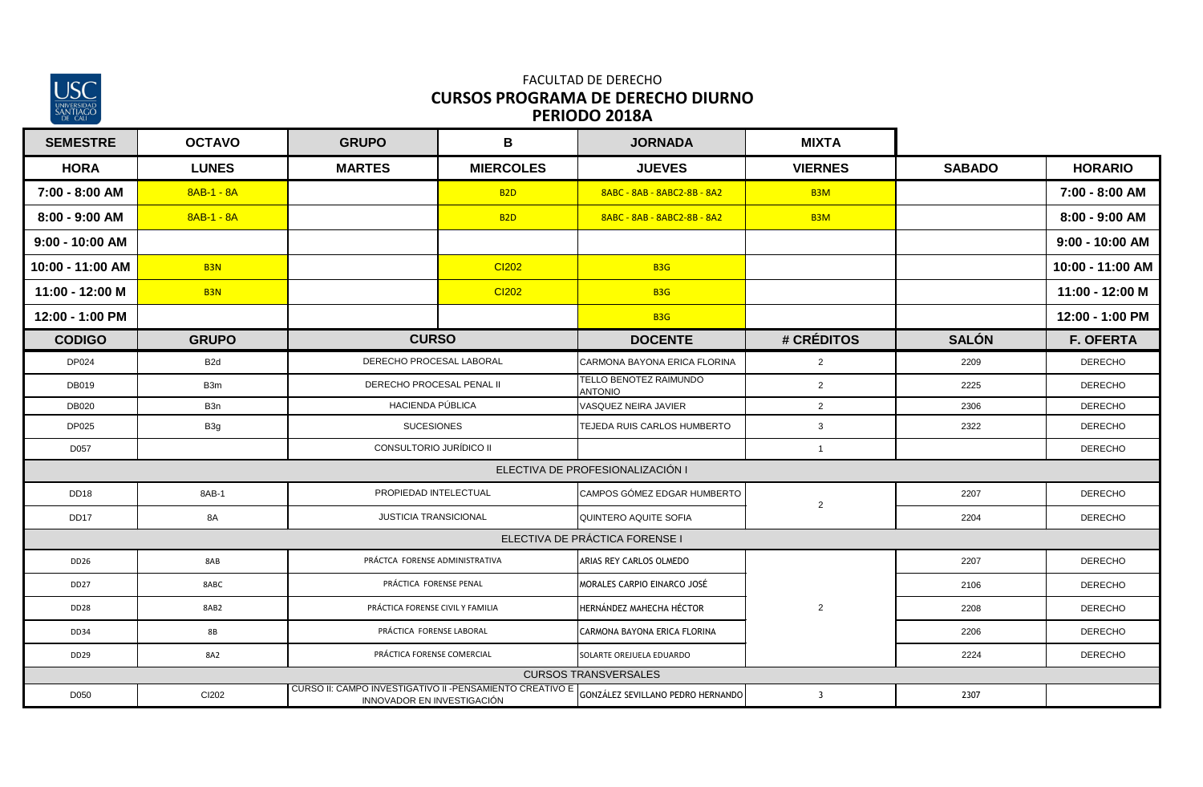FACULTAD DE DERECHO

**CURSOS PROGRAMA DE DERECHO DIURNO**

**PERIODO 2018A**

| SEMESTRE | OCTAVO | GRUPO | B | JORNADA | MIXTA | | |
|---|---|---|---|---|---|---|---|
| **HORA** | **LUNES** | **MARTES** | **MIERCOLES** | **JUEVES** | **VIERNES** | **SABADO** | **HORARIO** |
| 7:00 - 8:00 AM | 8AB-1 - 8A | | B2D | 8ABC - 8AB - 8ABC2-8B - 8A2 | B3M | | 7:00 - 8:00 AM |
| 8:00 - 9:00 AM | 8AB-1 - 8A | | B2D | 8ABC - 8AB - 8ABC2-8B - 8A2 | B3M | | 8:00 - 9:00 AM |
| 9:00 - 10:00 AM | | | | | | | 9:00 - 10:00 AM |
| 10:00 - 11:00 AM | B3N | | CI202 | B3G | | | 10:00 - 11:00 AM |
| 11:00 - 12:00 M | B3N | | CI202 | B3G | | | 11:00 - 12:00 M |
| 12:00 - 1:00 PM | | | | B3G | | | 12:00 - 1:00 PM |

| CODIGO | GRUPO | CURSO | DOCENTE | # CRÉDITOS | SALÓN | F. OFERTA |
|---|---|---|---|---|---|---|
| DP024 | B2d | DERECHO PROCESAL LABORAL | CARMONA BAYONA ERICA FLORINA | 2 | 2209 | DERECHO |
| DB019 | B3m | DERECHO PROCESAL PENAL II | TELLO BENOTEZ RAIMUNDO ANTONIO | 2 | 2225 | DERECHO |
| DB020 | B3n | HACIENDA PÚBLICA | VASQUEZ NEIRA JAVIER | 2 | 2306 | DERECHO |
| DP025 | B3g | SUCESIONES | TEJEDA RUIS CARLOS HUMBERTO | 3 | 2322 | DERECHO |
| D057 | | CONSULTORIO JURÍDICO II | | 1 | | DERECHO |
| | | ELECTIVA DE PROFESIONALIZACIÓN I | | | | |
| DD18 | 8AB-1 | PROPIEDAD INTELECTUAL | CAMPOS GÓMEZ EDGAR HUMBERTO | 2 | 2207 | DERECHO |
| DD17 | 8A | JUSTICIA TRANSICIONAL | QUINTERO AQUITE SOFIA | | 2204 | DERECHO |
| | | ELECTIVA DE PRÁCTICA FORENSE I | | | | |
| DD26 | 8AB | PRÁCTCA FORENSE ADMINISTRATIVA | ARIAS REY CARLOS OLMEDO | 2 | 2207 | DERECHO |
| DD27 | 8ABC | PRÁCTICA FORENSE PENAL | MORALES CARPIO EINARCO JOSÉ | | 2106 | DERECHO |
| DD28 | 8AB2 | PRÁCTICA FORENSE CIVIL Y FAMILIA | HERNÁNDEZ MAHECHA HÉCTOR | | 2208 | DERECHO |
| DD34 | 8B | PRÁCTICA FORENSE LABORAL | CARMONA BAYONA ERICA FLORINA | | 2206 | DERECHO |
| DD29 | 8A2 | PRÁCTICA FORENSE COMERCIAL | SOLARTE OREJUELA EDUARDO | | 2224 | DERECHO |
| | | CURSOS TRANSVERSALES | | | | |
| D050 | CI202 | CURSO II: CAMPO INVESTIGATIVO II -PENSAMIENTO CREATIVO E INNOVADOR EN INVESTIGACIÓN | GONZÁLEZ SEVILLANO PEDRO HERNANDO | 3 | 2307 | |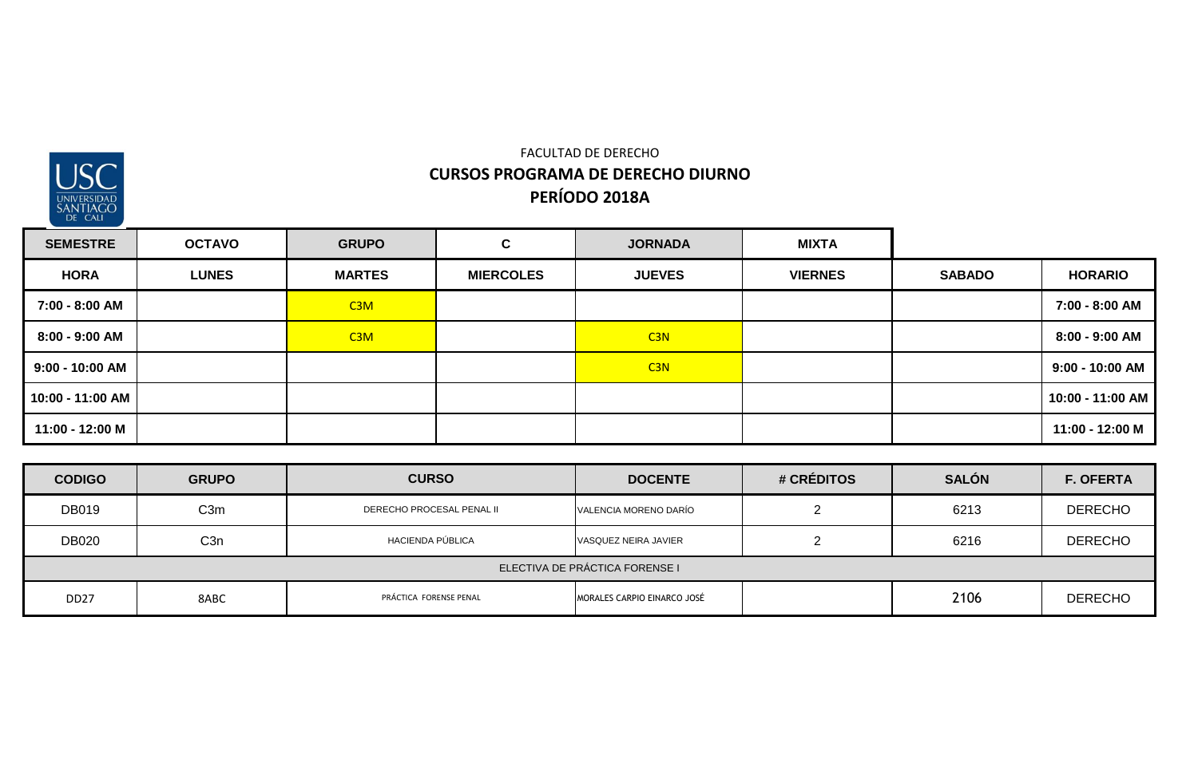FACULTAD DE DERECHO

**CURSOS PROGRAMA DE DERECHO DIURNO**

**PERÍODO 2018A**

| SEMESTRE | OCTAVO | GRUPO | C | JORNADA | MIXTA | | |
|---|---|---|---|---|---|---|---|
| **HORA** | **LUNES** | **MARTES** | **MIERCOLES** | **JUEVES** | **VIERNES** | **SABADO** | **HORARIO** |
| **7:00 - 8:00 AM** | | C3M | | | | | **7:00 - 8:00 AM** |
| **8:00 - 9:00 AM** | | C3M | | C3N | | | **8:00 - 9:00 AM** |
| **9:00 - 10:00 AM** | | | | C3N | | | **9:00 - 10:00 AM** |
| **10:00 - 11:00 AM** | | | | | | | **10:00 - 11:00 AM** |
| **11:00 - 12:00 M** | | | | | | | **11:00 - 12:00 M** |

| CODIGO | GRUPO | CURSO | DOCENTE | # CRÉDITOS | SALÓN | F. OFERTA |
|---|---|---|---|---|---|---|
| DB019 | C3m | DERECHO PROCESAL PENAL II | VALENCIA MORENO DARÍO | 2 | 6213 | DERECHO |
| DB020 | C3n | HACIENDA PÚBLICA | VASQUEZ NEIRA JAVIER | 2 | 6216 | DERECHO |
| ELECTIVA DE PRÁCTICA FORENSE I | | | | | | |
| DD27 | 8ABC | PRÁCTICA FORENSE PENAL | MORALES CARPIO EINARCO JOSÉ | | 2106 | DERECHO |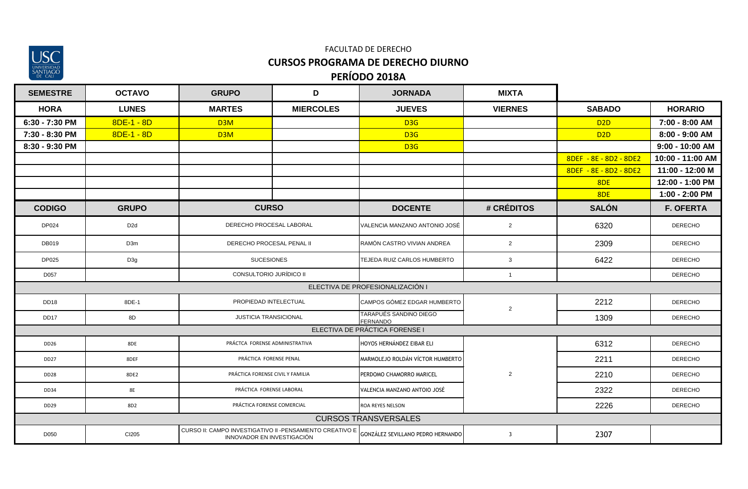FACULTAD DE DERECHO

## CURSOS PROGRAMA DE DERECHO DIURNO

## PERÍODO 2018A

| SEMESTRE | OCTAVO | GRUPO | D | JORNADA | MIXTA | | |
|---|---|---|---|---|---|---|---|
| **HORA** | **LUNES** | **MARTES** | **MIERCOLES** | **JUEVES** | **VIERNES** | **SABADO** | **HORARIO** |
| 6:30 - 7:30 PM | 8DE-1 - 8D | D3M | | D3G | | D2D | 7:00 - 8:00 AM |
| 7:30 - 8:30 PM | 8DE-1 - 8D | D3M | | D3G | | D2D | 8:00 - 9:00 AM |
| 8:30 - 9:30 PM | | | | D3G | | | 9:00 - 10:00 AM |
| | | | | | | 8DEF - 8E - 8D2 - 8DE2 | 10:00 - 11:00 AM |
| | | | | | | 8DEF - 8E - 8D2 - 8DE2 | 11:00 - 12:00 M |
| | | | | | | 8DE | 12:00 - 1:00 PM |
| | | | | | | 8DE | 1:00 - 2:00 PM |

| CODIGO | GRUPO | CURSO | DOCENTE | # CRÉDITOS | SALÓN | F. OFERTA |
|---|---|---|---|---|---|---|
| DP024 | D2d | DERECHO PROCESAL LABORAL | VALENCIA MANZANO ANTONIO JOSÉ | 2 | 6320 | DERECHO |
| DB019 | D3m | DERECHO PROCESAL PENAL II | RAMÓN CASTRO VIVIAN ANDREA | 2 | 2309 | DERECHO |
| DP025 | D3g | SUCESIONES | TEJEDA RUIZ CARLOS HUMBERTO | 3 | 6422 | DERECHO |
| D057 | | CONSULTORIO JURÍDICO II | | 1 | | DERECHO |
| | | ELECTIVA DE PROFESIONALIZACIÓN I | | | | |
| DD18 | 8DE-1 | PROPIEDAD INTELECTUAL | CAMPOS GÓMEZ EDGAR HUMBERTO | 2 | 2212 | DERECHO |
| DD17 | 8D | JUSTICIA TRANSICIONAL | TARAPUÉS SANDINO DIEGO FERNANDO | | 1309 | DERECHO |
| | | ELECTIVA DE PRÁCTICA FORENSE I | | | | |
| DD26 | 8DE | PRÁCTCA FORENSE ADMINISTRATIVA | HOYOS HERNÁNDEZ EIBAR ELI | 2 | 6312 | DERECHO |
| DD27 | 8DEF | PRÁCTICA FORENSE PENAL | MARMOLEJO ROLDÁN VÍCTOR HUMBERTO | | 2211 | DERECHO |
| DD28 | 8DE2 | PRÁCTICA FORENSE CIVIL Y FAMILIA | PERDOMO CHAMORRO MARICEL | | 2210 | DERECHO |
| DD34 | 8E | PRÁCTICA FORENSE LABORAL | VALENCIA MANZANO ANTOIO JOSÉ | | 2322 | DERECHO |
| DD29 | 8D2 | PRÁCTICA FORENSE COMERCIAL | ROA REYES NELSON | | 2226 | DERECHO |
| | | CURSOS TRANSVERSALES | | | | |
| D050 | CI205 | CURSO II: CAMPO INVESTIGATIVO II -PENSAMIENTO CREATIVO E INNOVADOR EN INVESTIGACIÓN | GONZÁLEZ SEVILLANO PEDRO HERNANDO | 3 | 2307 | |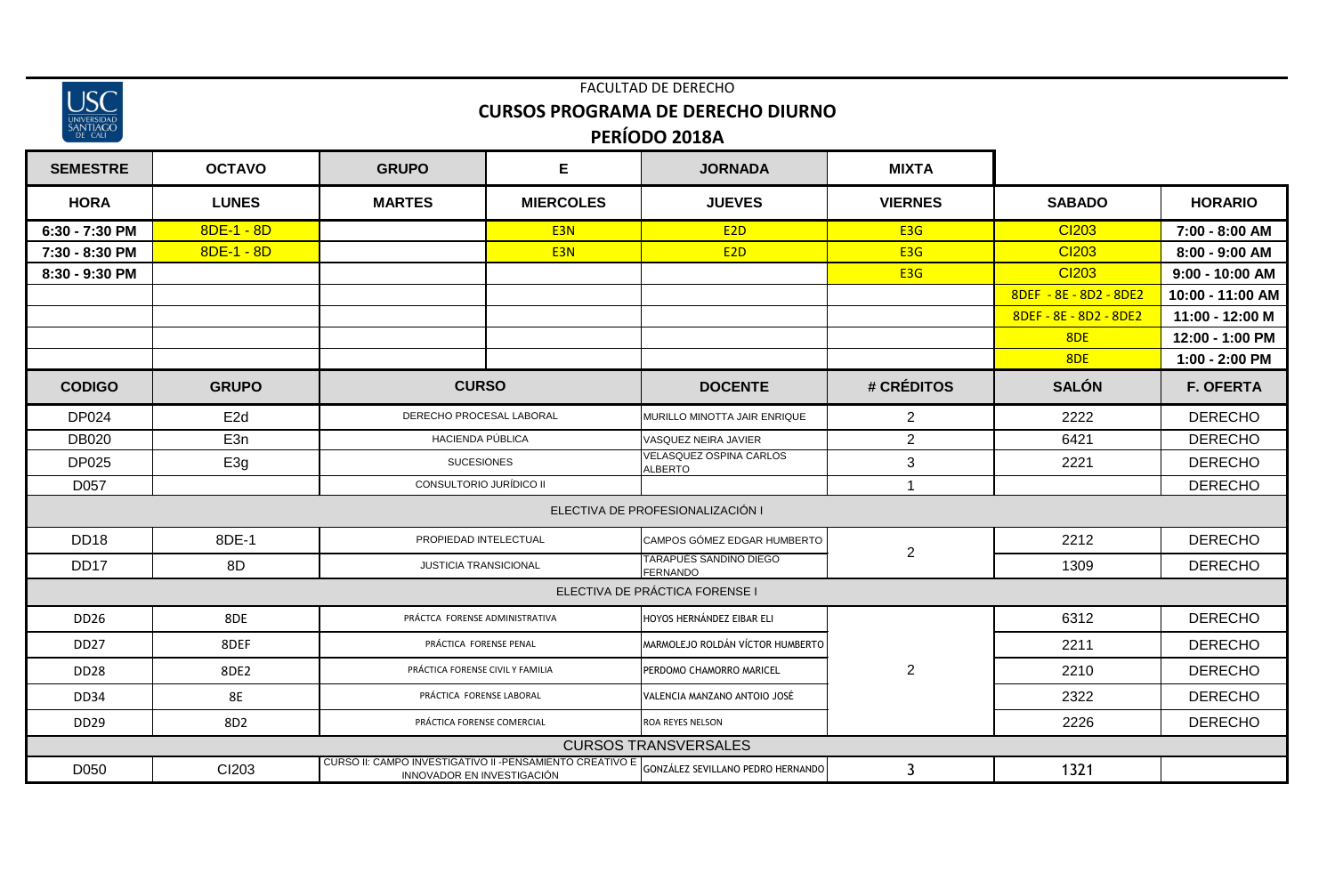FACULTAD DE DERECHO

**CURSOS PROGRAMA DE DERECHO DIURNO**

**PERÍODO 2018A**

| SEMESTRE | OCTAVO | GRUPO | E | JORNADA | MIXTA | | |
|---|---|---|---|---|---|---|---|
| **HORA** | **LUNES** | **MARTES** | **MIERCOLES** | **JUEVES** | **VIERNES** | **SABADO** | **HORARIO** |
| 6:30 - 7:30 PM | 8DE-1 - 8D | | E3N | E2D | E3G | CI203 | 7:00 - 8:00 AM |
| 7:30 - 8:30 PM | 8DE-1 - 8D | | E3N | E2D | E3G | CI203 | 8:00 - 9:00 AM |
| 8:30 - 9:30 PM | | | | | E3G | CI203 | 9:00 - 10:00 AM |
| | | | | | | 8DEF - 8E - 8D2 - 8DE2 | 10:00 - 11:00 AM |
| | | | | | | 8DEF - 8E - 8D2 - 8DE2 | 11:00 - 12:00 M |
| | | | | | | 8DE | 12:00 - 1:00 PM |
| | | | | | | 8DE | 1:00 - 2:00 PM |
| **CODIGO** | **GRUPO** | **CURSO** | | **DOCENTE** | **# CRÉDITOS** | **SALÓN** | **F. OFERTA** |
| DP024 | E2d | DERECHO PROCESAL LABORAL | | MURILLO MINOTTA JAIR ENRIQUE | 2 | 2222 | DERECHO |
| DB020 | E3n | HACIENDA PÚBLICA | | VASQUEZ NEIRA JAVIER | 2 | 6421 | DERECHO |
| DP025 | E3g | SUCESIONES | | VELASQUEZ OSPINA CARLOS ALBERTO | 3 | 2221 | DERECHO |
| D057 | | CONSULTORIO JURÍDICO II | | | 1 | | DERECHO |
| ELECTIVA DE PROFESIONALIZACIÓN I | | | | | | | |
| DD18 | 8DE-1 | PROPIEDAD INTELECTUAL | | CAMPOS GÓMEZ EDGAR HUMBERTO | 2 | 2212 | DERECHO |
| DD17 | 8D | JUSTICIA TRANSICIONAL | | TARAPUES SANDINO DIEGO FERNANDO | | 1309 | DERECHO |
| ELECTIVA DE PRÁCTICA FORENSE I | | | | | | | |
| DD26 | 8DE | PRÁCTCA FORENSE ADMINISTRATIVA | | HOYOS HERNÁNDEZ EIBAR ELI | 2 | 6312 | DERECHO |
| DD27 | 8DEF | PRÁCTICA FORENSE PENAL | | MARMOLEJO ROLDÁN VÍCTOR HUMBERTO | | 2211 | DERECHO |
| DD28 | 8DE2 | PRÁCTICA FORENSE CIVIL Y FAMILIA | | PERDOMO CHAMORRO MARICEL | | 2210 | DERECHO |
| DD34 | 8E | PRÁCTICA FORENSE LABORAL | | VALENCIA MANZANO ANTOIO JOSÉ | | 2322 | DERECHO |
| DD29 | 8D2 | PRÁCTICA FORENSE COMERCIAL | | ROA REYES NELSON | | 2226 | DERECHO |
| CURSOS TRANSVERSALES | | | | | | | |
| D050 | CI203 | CURSO II: CAMPO INVESTIGATIVO II -PENSAMIENTO CREATIVO E INNOVADOR EN INVESTIGACIÓN | | GONZÁLEZ SEVILLANO PEDRO HERNANDO | 3 | 1321 | |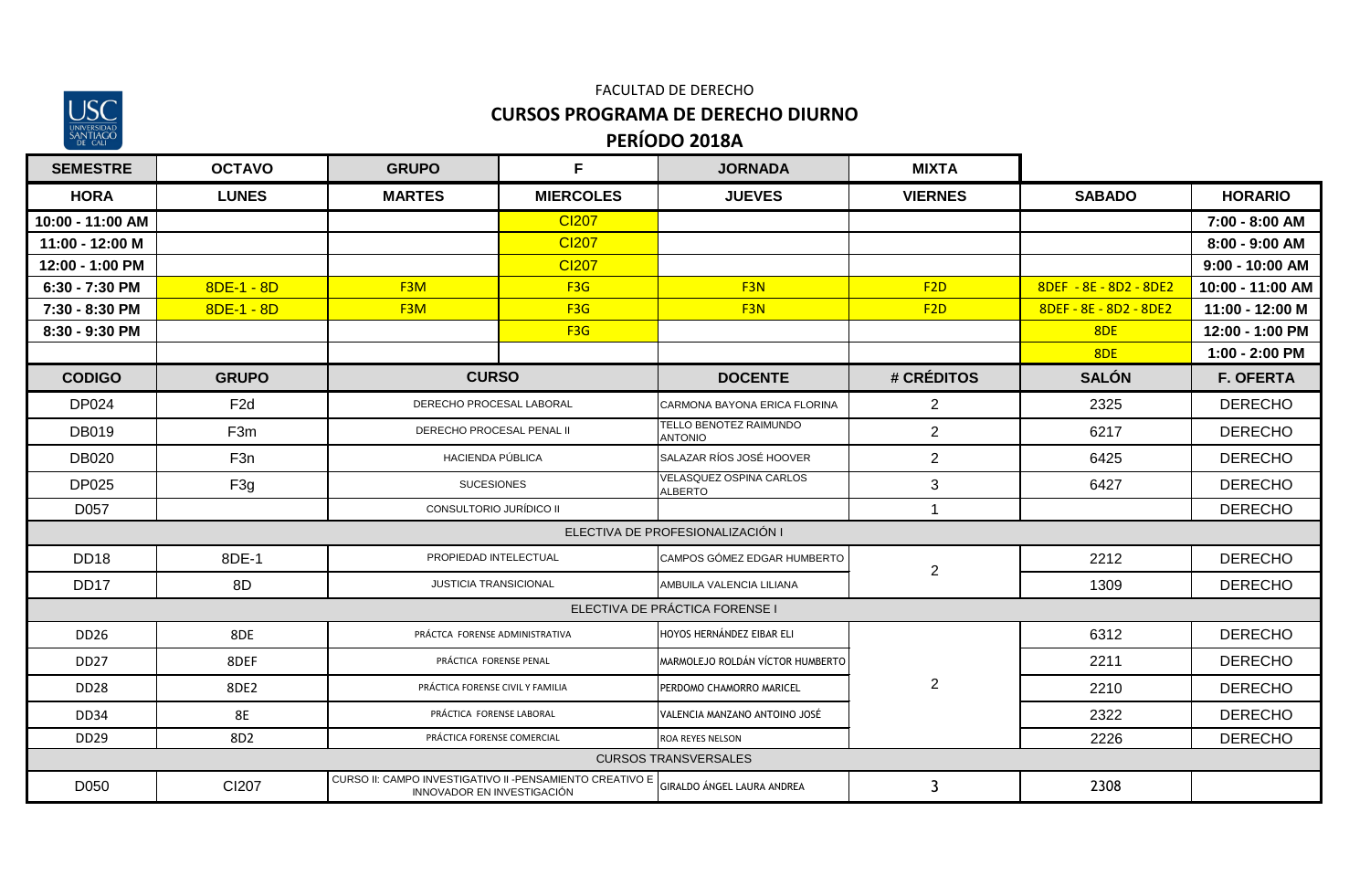FACULTAD DE DERECHO

## CURSOS PROGRAMA DE DERECHO DIURNO

## PERÍODO 2018A

| SEMESTRE | OCTAVO | GRUPO | F | JORNADA | MIXTA | | |
|---|---|---|---|---|---|---|---|
| **HORA** | **LUNES** | **MARTES** | **MIERCOLES** | **JUEVES** | **VIERNES** | **SABADO** | **HORARIO** |
| 10:00 - 11:00 AM | | | CI207 | | | | 7:00 - 8:00 AM |
| 11:00 - 12:00 M | | | CI207 | | | | 8:00 - 9:00 AM |
| 12:00 - 1:00 PM | | | CI207 | | | | 9:00 - 10:00 AM |
| 6:30 - 7:30 PM | 8DE-1 - 8D | F3M | F3G | F3N | F2D | 8DEF - 8E - 8D2 - 8DE2 | 10:00 - 11:00 AM |
| 7:30 - 8:30 PM | 8DE-1 - 8D | F3M | F3G | F3N | F2D | 8DEF - 8E - 8D2 - 8DE2 | 11:00 - 12:00 M |
| 8:30 - 9:30 PM | | | F3G | | | 8DE | 12:00 - 1:00 PM |
| | | | | | | 8DE | 1:00 - 2:00 PM |

| CODIGO | GRUPO | CURSO | DOCENTE | # CRÉDITOS | SALÓN | F. OFERTA |
|---|---|---|---|---|---|---|
| DP024 | F2d | DERECHO PROCESAL LABORAL | CARMONA BAYONA ERICA FLORINA | 2 | 2325 | DERECHO |
| DB019 | F3m | DERECHO PROCESAL PENAL II | TELLO BENOTEZ RAIMUNDO ANTONIO | 2 | 6217 | DERECHO |
| DB020 | F3n | HACIENDA PÚBLICA | SALAZAR RÍOS JOSÉ HOOVER | 2 | 6425 | DERECHO |
| DP025 | F3g | SUCESIONES | VELASQUEZ OSPINA CARLOS ALBERTO | 3 | 6427 | DERECHO |
| D057 | | CONSULTORIO JURÍDICO II | | 1 | | DERECHO |
| ELECTIVA DE PROFESIONALIZACIÓN I | | | | | | |
| DD18 | 8DE-1 | PROPIEDAD INTELECTUAL | CAMPOS GÓMEZ EDGAR HUMBERTO | 2 | 2212 | DERECHO |
| DD17 | 8D | JUSTICIA TRANSICIONAL | AMBUILA VALENCIA LILIANA | | 1309 | DERECHO |
| ELECTIVA DE PRÁCTICA FORENSE I | | | | | | |
| DD26 | 8DE | PRÁCTCA FORENSE ADMINISTRATIVA | HOYOS HERNÁNDEZ EIBAR ELI | 2 | 6312 | DERECHO |
| DD27 | 8DEF | PRÁCTICA FORENSE PENAL | MARMOLEJO ROLDÁN VÍCTOR HUMBERTO | | 2211 | DERECHO |
| DD28 | 8DE2 | PRÁCTICA FORENSE CIVIL Y FAMILIA | PERDOMO CHAMORRO MARICEL | | 2210 | DERECHO |
| DD34 | 8E | PRÁCTICA FORENSE LABORAL | VALENCIA MANZANO ANTOINO JOSÉ | | 2322 | DERECHO |
| DD29 | 8D2 | PRÁCTICA FORENSE COMERCIAL | ROA REYES NELSON | | 2226 | DERECHO |
| CURSOS TRANSVERSALES | | | | | | |
| D050 | CI207 | CURSO II: CAMPO INVESTIGATIVO II -PENSAMIENTO CREATIVO E INNOVADOR EN INVESTIGACIÓN | GIRALDO ÁNGEL LAURA ANDREA | 3 | 2308 | |